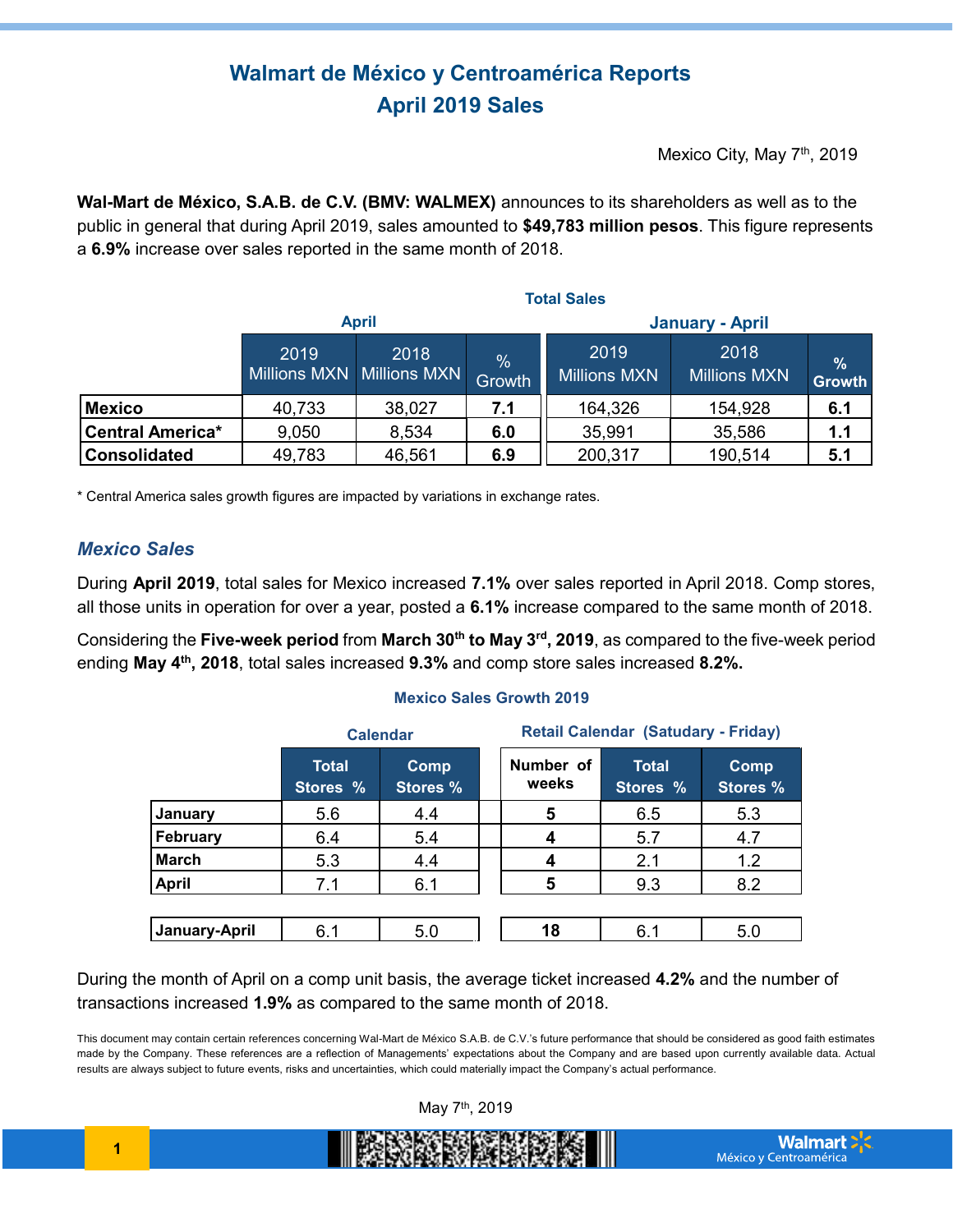# Walmart de México y Centroamérica Reports
# April 2019 Sales

Mexico City, May 7th, 2019

**Wal-Mart de México, S.A.B. de C.V. (BMV: WALMEX)** announces to its shareholders as well as to the public in general that during April 2019, sales amounted to **$49,783 million pesos**. This figure represents a **6.9%** increase over sales reported in the same month of 2018.

**Total Sales**

| | April | | | January - April | | |
|---|---|---|---|---|---|---|
| | 2019 Millions MXN | 2018 Millions MXN | % Growth | 2019 Millions MXN | 2018 Millions MXN | % Growth |
| **Mexico** | 40,733 | 38,027 | **7.1** | 164,326 | 154,928 | **6.1** |
| **Central America*** | 9,050 | 8,534 | **6.0** | 35,991 | 35,586 | **1.1** |
| **Consolidated** | 49,783 | 46,561 | **6.9** | 200,317 | 190,514 | **5.1** |

* Central America sales growth figures are impacted by variations in exchange rates.

### *Mexico Sales*

During **April 2019**, total sales for Mexico increased **7.1%** over sales reported in April 2018. Comp stores, all those units in operation for over a year, posted a **6.1%** increase compared to the same month of 2018.

Considering the **Five-week period** from **March 30th to May 3rd, 2019**, as compared to the five-week period ending **May 4th, 2018**, total sales increased **9.3%** and comp store sales increased **8.2%.**

**Mexico Sales Growth 2019**

| | Calendar | | Retail Calendar (Satuday - Friday) | | |
|---|---|---|---|---|---|
| | Total Stores % | Comp Stores % | Number of weeks | Total Stores % | Comp Stores % |
| **January** | 5.6 | 4.4 | **5** | 6.5 | 5.3 |
| **February** | 6.4 | 5.4 | **4** | 5.7 | 4.7 |
| **March** | 5.3 | 4.4 | **4** | 2.1 | 1.2 |
| **April** | 7.1 | 6.1 | **5** | 9.3 | 8.2 |
| **January-April** | 6.1 | 5.0 | **18** | 6.1 | 5.0 |

During the month of April on a comp unit basis, the average ticket increased **4.2%** and the number of transactions increased **1.9%** as compared to the same month of 2018.

This document may contain certain references concerning Wal-Mart de México S.A.B. de C.V.'s future performance that should be considered as good faith estimates made by the Company. These references are a reflection of Managements' expectations about the Company and are based upon currently available data. Actual results are always subject to future events, risks and uncertainties, which could materially impact the Company's actual performance.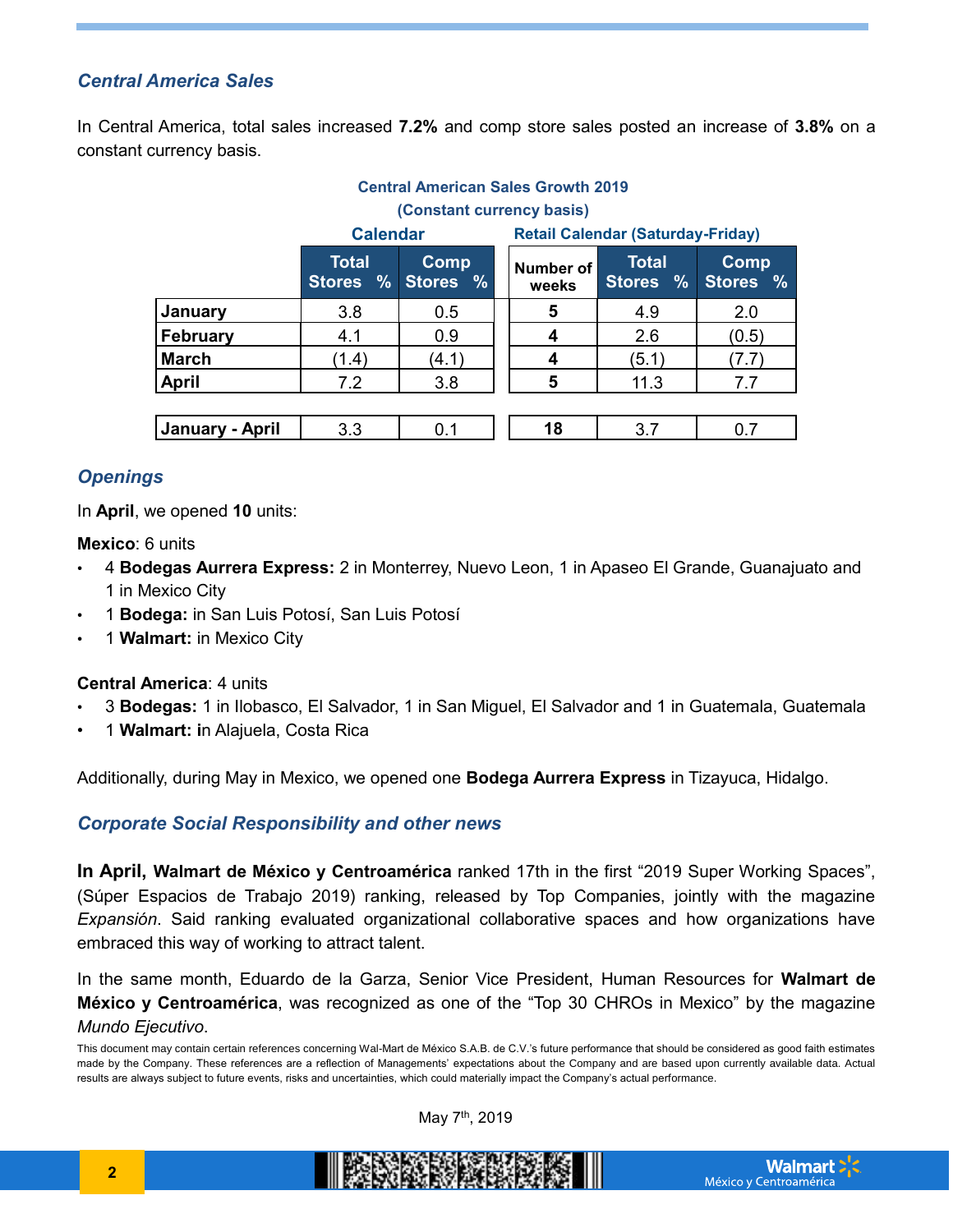## *Central America Sales*

In Central America, total sales increased **7.2%** and comp store sales posted an increase of **3.8%** on a constant currency basis.

**Central American Sales Growth 2019**
**(Constant currency basis)**

| | Calendar | | Retail Calendar (Saturday-Friday) | | |
|---|---|---|---|---|---|
| | Total Stores % | Comp Stores % | Number of weeks | Total Stores % | Comp Stores % |
| January | 3.8 | 0.5 | 5 | 4.9 | 2.0 |
| February | 4.1 | 0.9 | 4 | 2.6 | (0.5) |
| March | (1.4) | (4.1) | 4 | (5.1) | (7.7) |
| April | 7.2 | 3.8 | 5 | 11.3 | 7.7 |
| January - April | 3.3 | 0.1 | 18 | 3.7 | 0.7 |

## *Openings*

In **April**, we opened **10** units:

**Mexico**: 6 units

- 4 **Bodegas Aurrera Express:** 2 in Monterrey, Nuevo Leon, 1 in Apaseo El Grande, Guanajuato and 1 in Mexico City
- 1 **Bodega:** in San Luis Potosí, San Luis Potosí
- 1 **Walmart:** in Mexico City

**Central America**: 4 units

- 3 **Bodegas:** 1 in Ilobasco, El Salvador, 1 in San Miguel, El Salvador and 1 in Guatemala, Guatemala
- 1 **Walmart: i**n Alajuela, Costa Rica

Additionally, during May in Mexico, we opened one **Bodega Aurrera Express** in Tizayuca, Hidalgo.

## *Corporate Social Responsibility and other news*

**In April, Walmart de México y Centroamérica** ranked 17th in the first "2019 Super Working Spaces", (Súper Espacios de Trabajo 2019) ranking, released by Top Companies, jointly with the magazine *Expansión*. Said ranking evaluated organizational collaborative spaces and how organizations have embraced this way of working to attract talent.

In the same month, Eduardo de la Garza, Senior Vice President, Human Resources for **Walmart de México y Centroamérica**, was recognized as one of the "Top 30 CHROs in Mexico" by the magazine *Mundo Ejecutivo*.

This document may contain certain references concerning Wal-Mart de México S.A.B. de C.V.'s future performance that should be considered as good faith estimates made by the Company. These references are a reflection of Managements' expectations about the Company and are based upon currently available data. Actual results are always subject to future events, risks and uncertainties, which could materially impact the Company's actual performance.

May 7th, 2019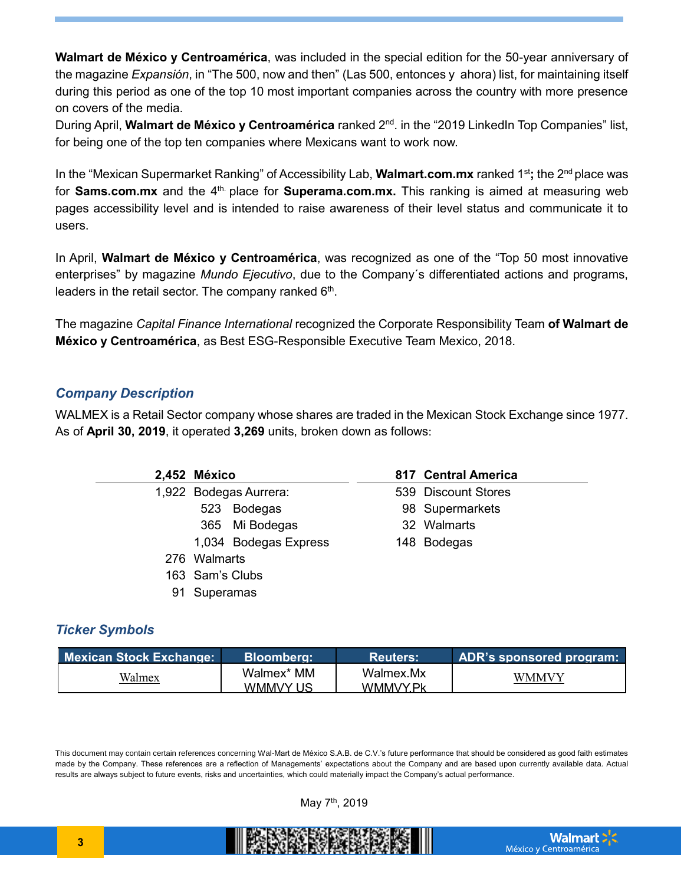**Walmart de México y Centroamérica**, was included in the special edition for the 50-year anniversary of the magazine *Expansión*, in "The 500, now and then" (Las 500, entonces y ahora) list, for maintaining itself during this period as one of the top 10 most important companies across the country with more presence on covers of the media.

During April, **Walmart de México y Centroamérica** ranked 2nd. in the "2019 LinkedIn Top Companies" list, for being one of the top ten companies where Mexicans want to work now.

In the "Mexican Supermarket Ranking" of Accessibility Lab, **Walmart.com.mx** ranked 1st**;** the 2nd place was for **Sams.com.mx** and the 4th. place for **Superama.com.mx.** This ranking is aimed at measuring web pages accessibility level and is intended to raise awareness of their level status and communicate it to users.

In April, **Walmart de México y Centroamérica**, was recognized as one of the "Top 50 most innovative enterprises" by magazine *Mundo Ejecutivo*, due to the Company´s differentiated actions and programs, leaders in the retail sector. The company ranked 6th.

The magazine *Capital Finance International* recognized the Corporate Responsibility Team **of Walmart de México y Centroamérica**, as Best ESG-Responsible Executive Team Mexico, 2018.

## *Company Description*

WALMEX is a Retail Sector company whose shares are traded in the Mexican Stock Exchange since 1977. As of **April 30, 2019**, it operated **3,269** units, broken down as follows:

| **2,452** | **México** |
|---|---|
| 1,922 | Bodegas Aurrera: |
| 523 | Bodegas |
| 365 | Mi Bodegas |
| 1,034 | Bodegas Express |
| 276 | Walmarts |
| 163 | Sam's Clubs |
| 91 | Superamas |

| **817** | **Central America** |
|---|---|
| 539 | Discount Stores |
| 98 | Supermarkets |
| 32 | Walmarts |
| 148 | Bodegas |

## *Ticker Symbols*

| Mexican Stock Exchange: | Bloomberg: | Reuters: | ADR's sponsored program: |
|---|---|---|---|
| Walmex | Walmex* MM<br>WMMVY US | Walmex.Mx<br>WMMVY.Pk | WMMVY |

This document may contain certain references concerning Wal-Mart de México S.A.B. de C.V.'s future performance that should be considered as good faith estimates made by the Company. These references are a reflection of Managements' expectations about the Company and are based upon currently available data. Actual results are always subject to future events, risks and uncertainties, which could materially impact the Company's actual performance.

May 7th, 2019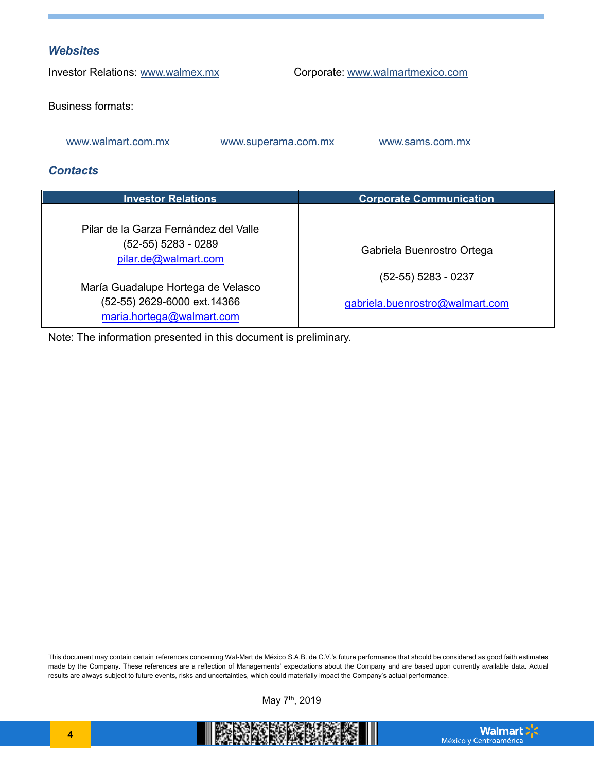### *Websites*

Investor Relations: www.walmex.mx

Corporate: www.walmartmexico.com

Business formats:

www.walmart.com.mx

www.superama.com.mx

www.sams.com.mx

### *Contacts*

| Investor Relations | Corporate Communication |
|---|---|
| Pilar de la Garza Fernández del Valle<br>(52-55) 5283 - 0289<br>pilar.de@walmart.com<br><br>María Guadalupe Hortega de Velasco<br>(52-55) 2629-6000 ext.14366<br>maria.hortega@walmart.com | Gabriela Buenrostro Ortega<br><br>(52-55) 5283 - 0237<br><br>gabriela.buenrostro@walmart.com |

Note: The information presented in this document is preliminary.

This document may contain certain references concerning Wal-Mart de México S.A.B. de C.V.'s future performance that should be considered as good faith estimates made by the Company. These references are a reflection of Managements' expectations about the Company and are based upon currently available data. Actual results are always subject to future events, risks and uncertainties, which could materially impact the Company's actual performance.

May 7th, 2019